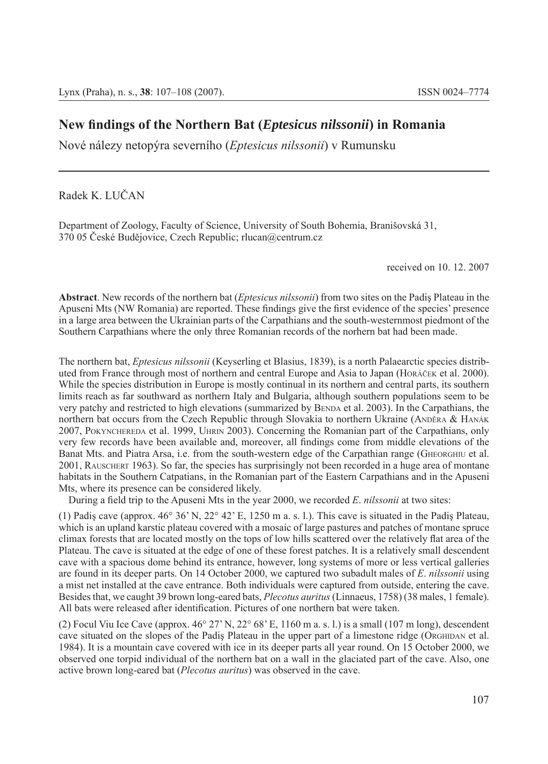# New findings of the Northern Bat (*Eptesicus nilssonii*) in Romania

Nové nálezy netopýra severního (*Eptesicus nilssonii*) v Rumunsku

Radek K. LUČAN

Department of Zoology, Faculty of Science, University of South Bohemia, Branišovská 31, 370 05 České Budějovice, Czech Republic; rlucan@centrum.cz

received on 10. 12. 2007

**Abstract**. New records of the northern bat (*Eptesicus nilssonii*) from two sites on the Padiş Plateau in the Apuseni Mts (NW Romania) are reported. These findings give the first evidence of the species' presence in a large area between the Ukrainian parts of the Carpathians and the south-westernmost piedmont of the Southern Carpathians where the only three Romanian records of the norhern bat had been made.

The northern bat, *Eptesicus nilssonii* (Keyserling et Blasius, 1839), is a north Palaearctic species distributed from France through most of northern and central Europe and Asia to Japan (Horáček et al. 2000). While the species distribution in Europe is mostly continual in its northern and central parts, its southern limits reach as far southward as northern Italy and Bulgaria, although southern populations seem to be very patchy and restricted to high elevations (summarized by Benda et al. 2003). In the Carpathians, the northern bat occurs from the Czech Republic through Slovakia to northern Ukraine (Anděra & Hanák 2007, Pokynchereda et al. 1999, Uhrin 2003). Concerning the Romanian part of the Carpathians, only very few records have been available and, moreover, all findings come from middle elevations of the Banat Mts. and Piatra Arsa, i.e. from the south-western edge of the Carpathian range (Gheorghiu et al. 2001, Rauschert 1963). So far, the species has surprisingly not been recorded in a huge area of montane habitats in the Southern Catpatians, in the Romanian part of the Eastern Carpathians and in the Apuseni Mts, where its presence can be considered likely.

During a field trip to the Apuseni Mts in the year 2000, we recorded *E. nilssonii* at two sites:

(1) Padiş cave (approx. 46° 36' N, 22° 42' E, 1250 m a. s. l.). This cave is situated in the Padiş Plateau, which is an upland karstic plateau covered with a mosaic of large pastures and patches of montane spruce climax forests that are located mostly on the tops of low hills scattered over the relatively flat area of the Plateau. The cave is situated at the edge of one of these forest patches. It is a relatively small descendent cave with a spacious dome behind its entrance, however, long systems of more or less vertical galleries are found in its deeper parts. On 14 October 2000, we captured two subadult males of *E. nilssonii* using a mist net installed at the cave entrance. Both individuals were captured from outside, entering the cave. Besides that, we caught 39 brown long-eared bats, *Plecotus auritus* (Linnaeus, 1758) (38 males, 1 female). All bats were released after identification. Pictures of one northern bat were taken.

(2) Focul Viu Ice Cave (approx. 46° 27' N, 22° 68' E, 1160 m a. s. l.) is a small (107 m long), descendent cave situated on the slopes of the Padiş Plateau in the upper part of a limestone ridge (Orghidan et al. 1984). It is a mountain cave covered with ice in its deeper parts all year round. On 15 October 2000, we observed one torpid individual of the northern bat on a wall in the glaciated part of the cave. Also, one active brown long-eared bat (*Plecotus auritus*) was observed in the cave.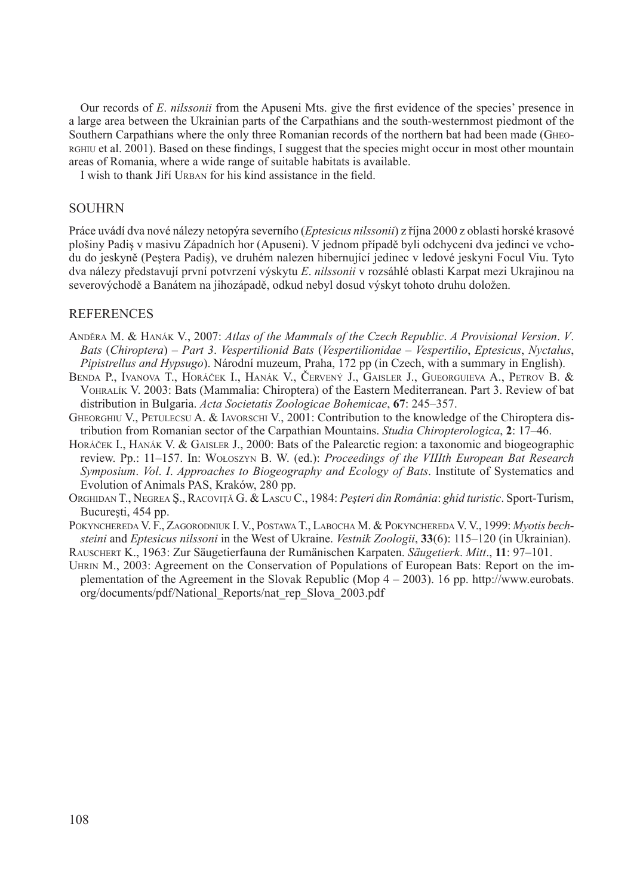Our records of *E. nilssonii* from the Apuseni Mts. give the first evidence of the species' presence in a large area between the Ukrainian parts of the Carpathians and the south-westernmost piedmont of the Southern Carpathians where the only three Romanian records of the northern bat had been made (Gheorghiu et al. 2001). Based on these findings, I suggest that the species might occur in most other mountain areas of Romania, where a wide range of suitable habitats is available.

I wish to thank Jiří Urban for his kind assistance in the field.

## SOUHRN

Práce uvádí dva nové nálezy netopýra severního (*Eptesicus nilssonii*) z října 2000 z oblasti horské krasové plošiny Padiş v masivu Západních hor (Apuseni). V jednom případě byli odchyceni dva jedinci ve vchodu do jeskyně (Peştera Padiş), ve druhém nalezen hibernující jedinec v ledové jeskyni Focul Viu. Tyto dva nálezy představují první potvrzení výskytu *E. nilssonii* v rozsáhlé oblasti Karpat mezi Ukrajinou na severovýchodě a Banátem na jihozápadě, odkud nebyl dosud výskyt tohoto druhu doložen.

## REFERENCES

Anděra M. & Hanák V., 2007: *Atlas of the Mammals of the Czech Republic. A Provisional Version. V. Bats (Chiroptera) – Part 3. Vespertilionid Bats (Vespertilionidae – Vespertilio, Eptesicus, Nyctalus, Pipistrellus and Hypsugo)*. Národní muzeum, Praha, 172 pp (in Czech, with a summary in English).

Benda P., Ivanova T., Horáček I., Hanák V., Červený J., Gaisler J., Gueorguieva A., Petrov B. & Vohralík V. 2003: Bats (Mammalia: Chiroptera) of the Eastern Mediterranean. Part 3. Review of bat distribution in Bulgaria. *Acta Societatis Zoologicae Bohemicae*, **67**: 245–357.

Gheorghiu V., Petulecsu A. & Iavorschi V., 2001: Contribution to the knowledge of the Chiroptera distribution from Romanian sector of the Carpathian Mountains. *Studia Chiropterologica*, **2**: 17–46.

Horáček I., Hanák V. & Gaisler J., 2000: Bats of the Palearctic region: a taxonomic and biogeographic review. Pp.: 11–157. In: Wołoszyn B. W. (ed.): *Proceedings of the VIIIth European Bat Research Symposium. Vol. I. Approaches to Biogeography and Ecology of Bats*. Institute of Systematics and Evolution of Animals PAS, Kraków, 280 pp.

Orghidan T., Negrea Ş., Racoviţă G. & Lascu C., 1984: *Peşteri din România: ghid turistic*. Sport-Turism, Bucureşti, 454 pp.

Pokynchereda V. F., Zagorodniuk I. V., Postawa T., Labocha M. & Pokynchereda V. V., 1999: *Myotis bechsteini* and *Eptesicus nilssoni* in the West of Ukraine. *Vestnik Zoologii*, **33**(6): 115–120 (in Ukrainian).

Rauschert K., 1963: Zur Säugetierfauna der Rumänischen Karpaten. *Säugetierk. Mitt*., **11**: 97–101.

Uhrin M., 2003: Agreement on the Conservation of Populations of European Bats: Report on the implementation of the Agreement in the Slovak Republic (Mop 4 – 2003). 16 pp. http://www.eurobats.org/documents/pdf/National_Reports/nat_rep_Slova_2003.pdf